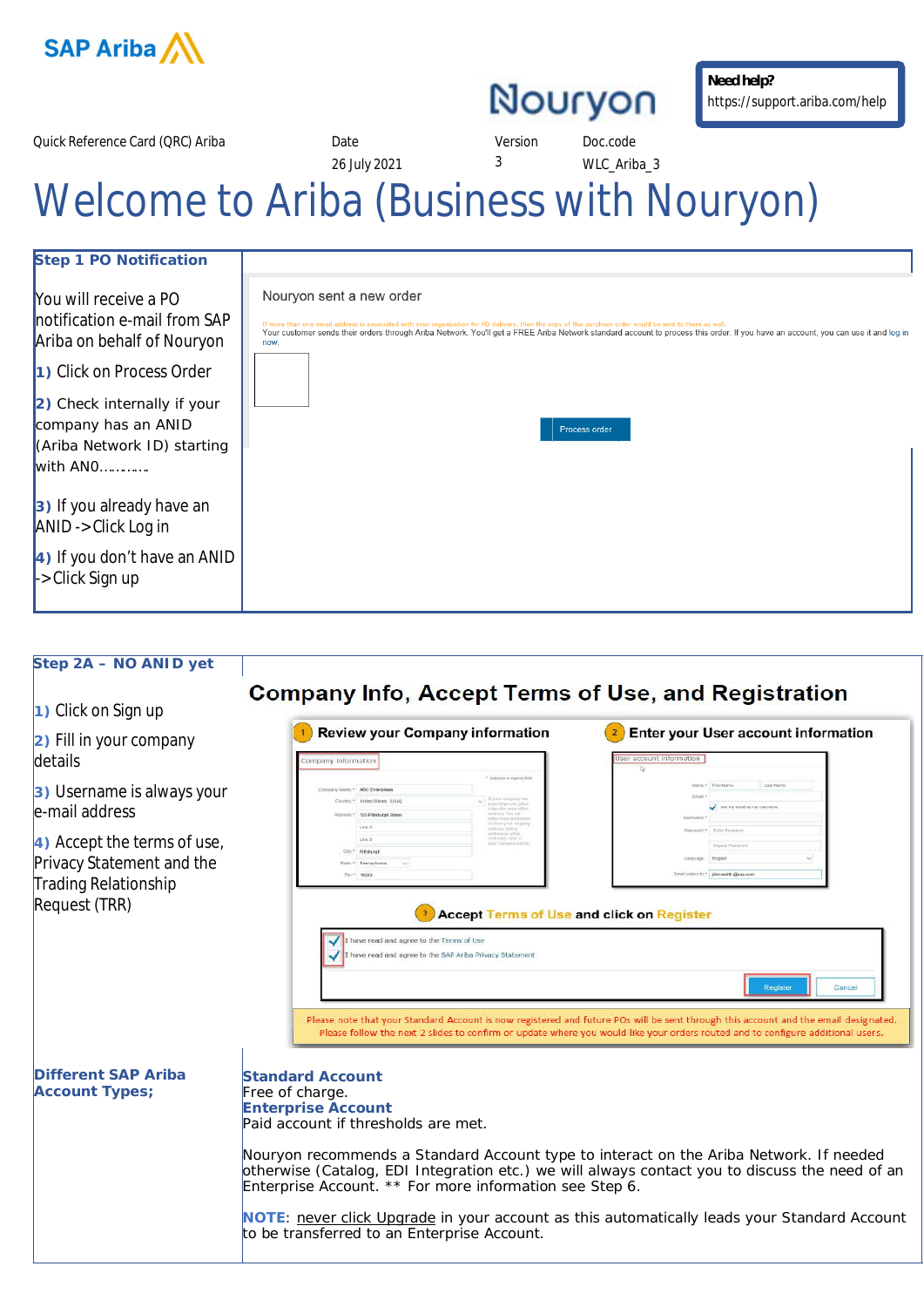SAP Ariba

Nouryon

**Need help?**
https://support.ariba.com/help

| Quick Reference Card (QRC) Ariba | Date | Version | Doc.code |
|---|---|---|---|
| | 26 July 2021 | 3 | WLC_Ariba_3 |

# Welcome to Ariba (Business with Nouryon)

## Step 1 PO Notification

You will receive a PO notification e-mail from SAP Ariba on behalf of Nouryon

**1)** Click on Process Order

**2)** Check internally if your company has an ANID (Ariba Network ID) starting with ANO……….

**3)** If you already have an ANID ->Click Log in

**4)** If you don't have an ANID ->Click Sign up

Nouryon sent a new order

If more than one email address is associated with your organization for PO delivery, then the copy of this purchase order would be sent to them as well.
Your customer sends their orders through Ariba Network. You'll get a FREE Ariba Network standard account to process this order. If you have an account, you can use it and log in now.

Process order

## Step 2A – NO ANID yet

**1)** Click on Sign up

**2)** Fill in your company details

**3)** Username is always your e-mail address

**4)** Accept the terms of use, Privacy Statement and the Trading Relationship Request (TRR)

### Company Info, Accept Terms of Use, and Registration

1 Review your Company information

2 Enter your User account information

3 Accept Terms of Use and click on Register

I have read and agree to the Terms of Use
I have read and agree to the SAP Ariba Privacy Statement

Register Cancel

Please note that your Standard Account is now registered and future POs will be sent through this account and the email designated. Please follow the next 2 slides to confirm or update where you would like your orders routed and to configure additional users.

## Different SAP Ariba Account Types;

**Standard Account**
Free of charge.
**Enterprise Account**
Paid account if thresholds are met.

Nouryon recommends a Standard Account type to interact on the Ariba Network. If needed otherwise (Catalog, EDI Integration etc.) we will always contact you to discuss the need of an Enterprise Account. ** For more information see Step 6.

**NOTE**: never click Upgrade in your account as this automatically leads your Standard Account to be transferred to an Enterprise Account.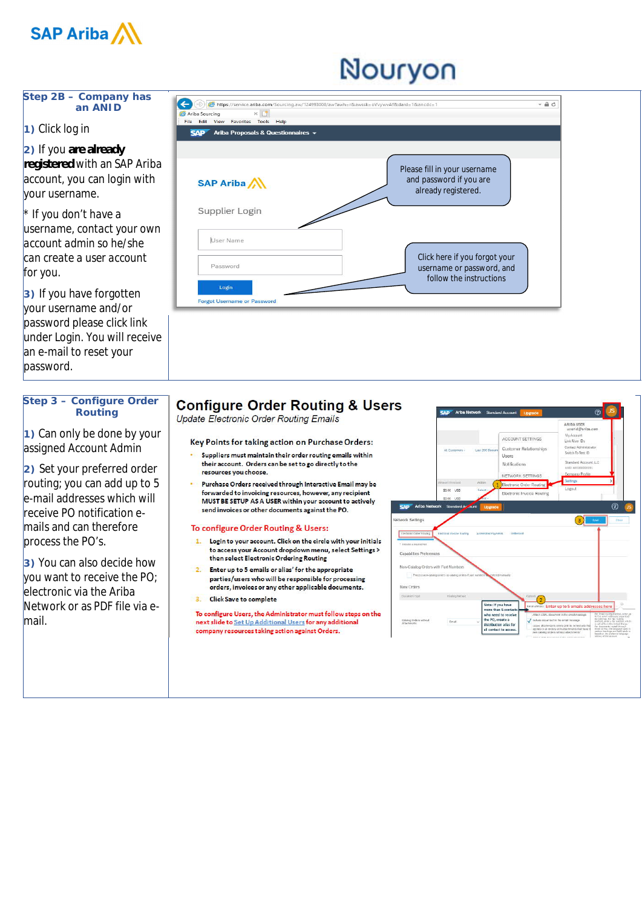SAP Ariba

Nouryon

## Step 2B – Company has an ANID

**1)** Click log in

**2)** If you **are already registered** with an SAP Ariba account, you can login with your username.

* If you don't have a username, contact your own account admin so he/she can create a user account for you.

**3)** If you have forgotten your username and/or password please click link under Login. You will receive an e-mail to reset your password.

SAP Ariba

Supplier Login

User Name

Password

Login

Forgot Username or Password

Please fill in your username and password if you are already registered.

Click here if you forgot your username or password, and follow the instructions

## Step 3 – Configure Order Routing

**1)** Can only be done by your assigned Account Admin

**2)** Set your preferred order routing; you can add up to 5 e-mail addresses which will receive PO notification e-mails and can therefore process the PO's.

**3)** You can also decide how you want to receive the PO; electronic via the Ariba Network or as PDF file via e-mail.

## Configure Order Routing & Users

*Update Electronic Order Routing Emails*

**Key Points for taking action on Purchase Orders:**

- **Suppliers must maintain their order routing emails within their account. Orders can be set to go directly to the resources you choose.**
- **Purchase Orders received through Interactive Email may be forwarded to invoicing resources, however, any recipient MUST BE SETUP AS A USER within your account to actively send invoices or other documents against the PO.**

**To configure Order Routing & Users:**

1. **Login to your account. Click on the circle with your initials to access your Account dropdown menu, select Settings > then select Electronic Ordering Routing**
2. **Enter up to 5 emails or alias' for the appropriate parties/users who will be responsible for processing orders, invoices or any other applicable documents.**
3. **Click Save to complete**

**To configure Users, the Administrator must follow steps on the next slide to Set Up Additional Users for any additional company resources taking action against Orders.**

Electronic Order Routing

Settings

Enter up to 5 emails addresses here

Note: If you have more than 5 contacts who need to receive the PO, create a distribution alias for all contact to access.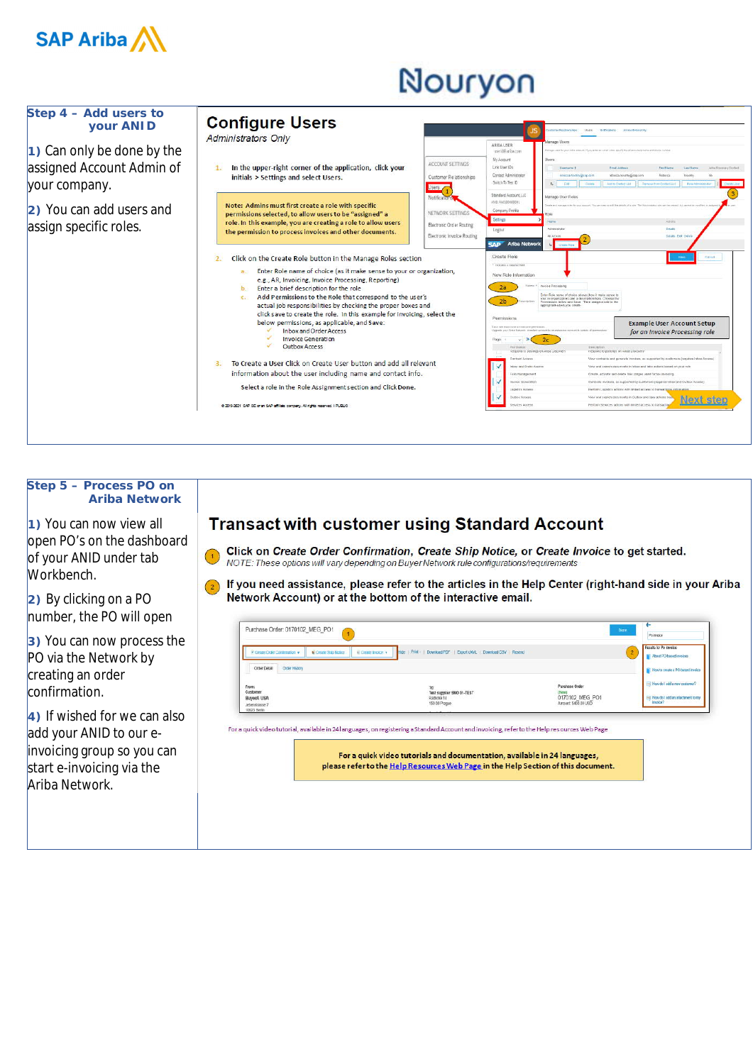SAP Ariba

Nouryon

## Step 4 – Add users to your ANID

**1)** Can only be done by the assigned Account Admin of your company.

**2)** You can add users and assign specific roles.

### Configure Users

*Administrators Only*

1. In the upper-right corner of the application, click your initials > Settings and select Users.

**Note: Admins must first create a role with specific permissions selected, to allow users to be "assigned" a role. In this example, you are creating a role to allow users the permission to process invoices and other documents.**

2. Click on the Create Role button in the Manage Roles section
   a. Enter Role name of choice (as it make sense to your organization, e.g., AR, Invoicing, Invoice Processing, Reporting)
   b. Enter a brief description for the role
   c. Add Permissions to the Role that correspond to the user's actual job responsibilities by checking the proper boxes and click save to create the role. In this example for invoicing, select the below permissions, as applicable, and Save:
      - Inbox and Order Access
      - Invoice Generation
      - Outbox Access

3. To Create a User Click on Create User button and add all relevant information about the user including name and contact info.

   Select a role in the Role Assignment section and Click Done.

Example User Account Setup
*for an Invoice Processing role*

Next step

## Step 5 – Process PO on Ariba Network

**1)** You can now view all open PO's on the dashboard of your ANID under tab Workbench.

**2)** By clicking on a PO number, the PO will open

**3)** You can now process the PO via the Network by creating an order confirmation.

**4)** If wished for we can also add your ANID to our e-invoicing group so you can start e-invoicing via the Ariba Network.

### Transact with customer using Standard Account

1. **Click on *Create Order Confirmation*, *Create Ship Notice*, or *Create Invoice* to get started.**
   *NOTE: These options will vary depending on Buyer Network rule configurations/requirements*

2. **If you need assistance, please refer to the articles in the Help Center (right-hand side in your Ariba Network Account) or at the bottom of the interactive email.**

For a quick video tutorial, available in 24 languages, on registering a Standard Account and invoicing, refer to the Help resources Web Page

**For a quick video tutorials and documentation, available in 24 languages, please refer to the Help Resources Web Page in the Help Section of this document.**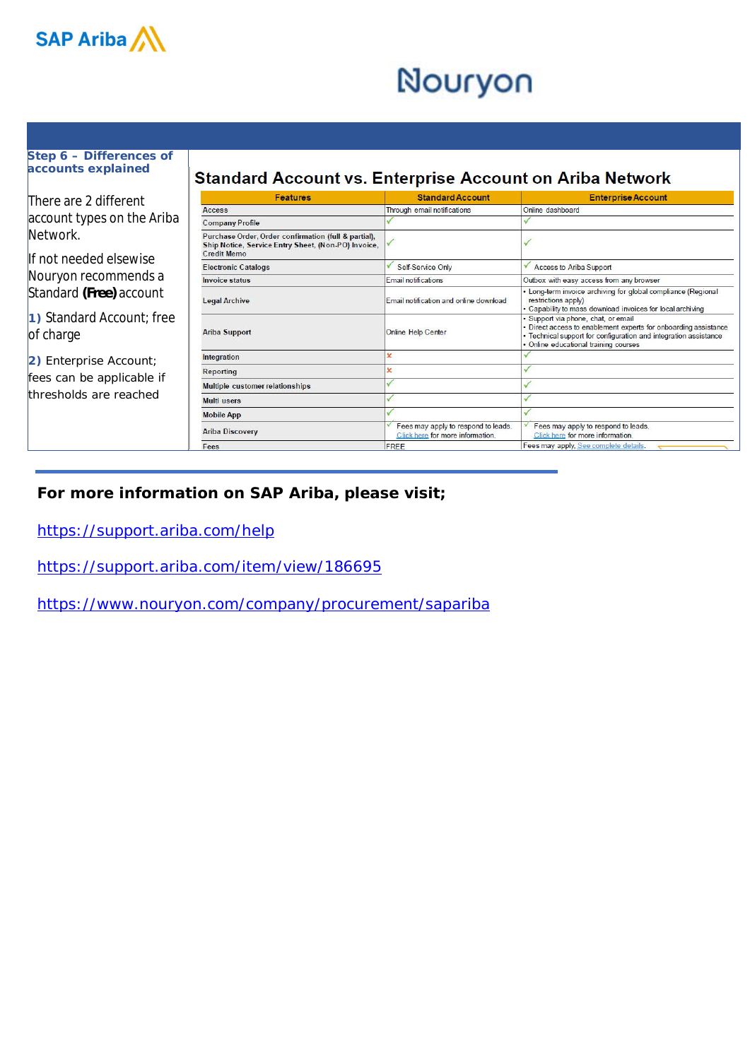SAP Ariba

Nouryon

## Step 6 – Differences of accounts explained

There are 2 different account types on the Ariba Network.

If not needed elsewise Nouryon recommends a Standard **(Free)** account

**1)** Standard Account; free of charge

**2)** Enterprise Account; fees can be applicable if thresholds are reached

### Standard Account vs. Enterprise Account on Ariba Network

| Features | Standard Account | Enterprise Account |
|---|---|---|
| Access | Through email notifications | Online dashboard |
| Company Profile | ✓ | ✓ |
| Purchase Order, Order confirmation (full & partial), Ship Notice, Service Entry Sheet, (Non-PO) Invoice, Credit Memo | ✓ | ✓ |
| Electronic Catalogs | ✓ Self-Service Only | ✓ Access to Ariba Support |
| Invoice status | Email notifications | Outbox with easy access from any browser |
| Legal Archive | Email notification and online download | • Long-term invoice archiving for global compliance (Regional restrictions apply) • Capability to mass download invoices for local archiving |
| Ariba Support | Online Help Center | • Support via phone, chat, or email • Direct access to enablement experts for onboarding assistance • Technical support for configuration and integration assistance • Online educational training courses |
| Integration | ✗ | ✓ |
| Reporting | ✗ | ✓ |
| Multiple customer relationships | ✓ | ✓ |
| Multi users | ✓ | ✓ |
| Mobile App | ✓ | ✓ |
| Ariba Discovery | ✓ Fees may apply to respond to leads. Click here for more information. | ✓ Fees may apply to respond to leads. Click here for more information. |
| Fees | FREE | Fees may apply. See complete details. |

**For more information on SAP Ariba, please visit;**

https://support.ariba.com/help

https://support.ariba.com/item/view/186695

https://www.nouryon.com/company/procurement/sapariba